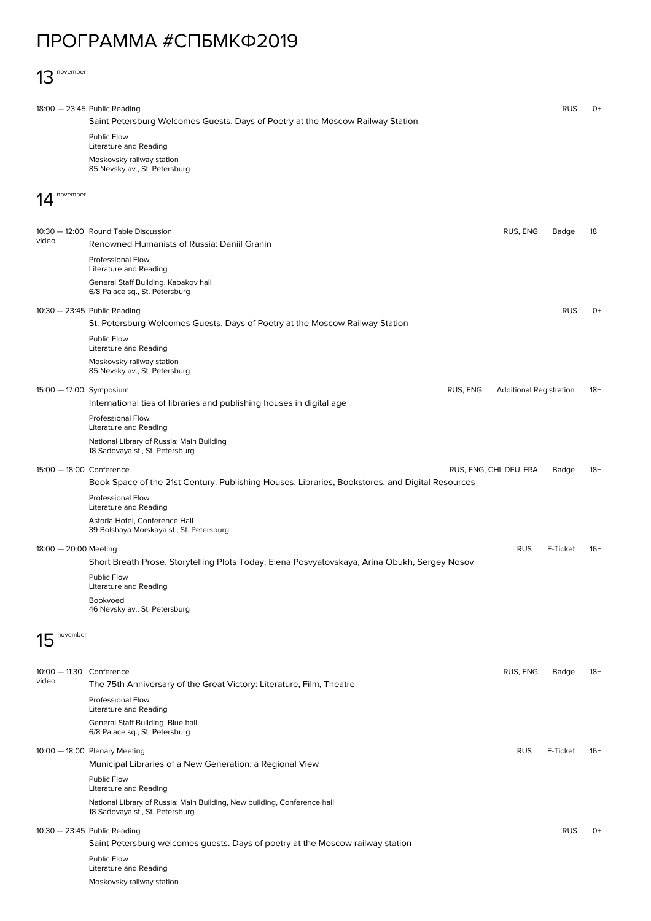# ПРОГРАММА #СПБМКФ2019

## 13 november

18:00 — 23:45 Public Reading — RUS — 0+

**Saint Petersburg Welcomes Guests. Days of Poetry at the Moscow Railway Station**

Public Flow
Literature and Reading

Moskovsky railway station
85 Nevsky av., St. Petersburg

## 14 november

10:30 — 12:00 Round Table Discussion — RUS, ENG — Badge — 18+
video

**Renowned Humanists of Russia: Daniil Granin**

Professional Flow
Literature and Reading

General Staff Building, Kabakov hall
6/8 Palace sq., St. Petersburg

10:30 — 23:45 Public Reading — RUS — 0+

**St. Petersburg Welcomes Guests. Days of Poetry at the Moscow Railway Station**

Public Flow
Literature and Reading

Moskovsky railway station
85 Nevsky av., St. Petersburg

15:00 — 17:00 Symposium — RUS, ENG — Additional Registration — 18+

**International ties of libraries and publishing houses in digital age**

Professional Flow
Literature and Reading

National Library of Russia: Main Building
18 Sadovaya st., St. Petersburg

15:00 — 18:00 Conference — RUS, ENG, CHI, DEU, FRA — Badge — 18+

**Book Space of the 21st Century. Publishing Houses, Libraries, Bookstores, and Digital Resources**

Professional Flow
Literature and Reading

Astoria Hotel, Conference Hall
39 Bolshaya Morskaya st., St. Petersburg

18:00 — 20:00 Meeting — RUS — E-Ticket — 16+

**Short Breath Prose. Storytelling Plots Today. Elena Posvyatovskaya, Arina Obukh, Sergey Nosov**

Public Flow
Literature and Reading

Bookvoed
46 Nevsky av., St. Petersburg

## 15 november

10:00 — 11:30 Conference — RUS, ENG — Badge — 18+
video

**The 75th Anniversary of the Great Victory: Literature, Film, Theatre**

Professional Flow
Literature and Reading

General Staff Building, Blue hall
6/8 Palace sq., St. Petersburg

10:00 — 18:00 Plenary Meeting — RUS — E-Ticket — 16+

**Municipal Libraries of a New Generation: a Regional View**

Public Flow
Literature and Reading

National Library of Russia: Main Building, New building, Conference hall
18 Sadovaya st., St. Petersburg

10:30 — 23:45 Public Reading — RUS — 0+

**Saint Petersburg welcomes guests. Days of poetry at the Moscow railway station**

Public Flow
Literature and Reading

Moskovsky railway station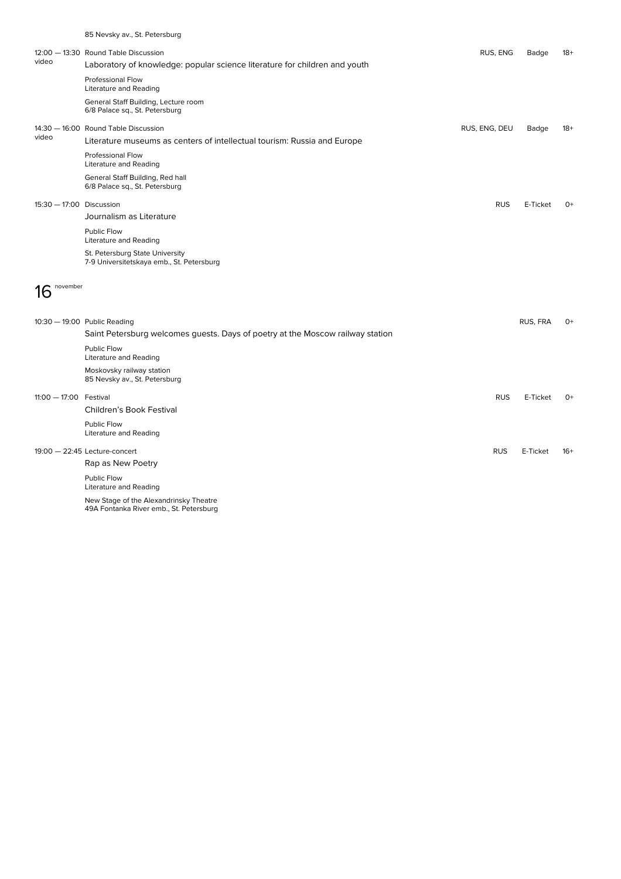85 Nevsky av., St. Petersburg

12:00 — 13:30 Round Table Discussion
video
RUS, ENG | Badge | 18+

Laboratory of knowledge: popular science literature for children and youth

Professional Flow
Literature and Reading

General Staff Building, Lecture room
6/8 Palace sq., St. Petersburg

14:30 — 16:00 Round Table Discussion
video
RUS, ENG, DEU | Badge | 18+

Literature museums as centers of intellectual tourism: Russia and Europe

Professional Flow
Literature and Reading

General Staff Building, Red hall
6/8 Palace sq., St. Petersburg

15:30 — 17:00 Discussion
RUS | E-Ticket | 0+

Journalism as Literature

Public Flow
Literature and Reading

St. Petersburg State University
7-9 Universitetskaya emb., St. Petersburg

## 16 november

10:30 — 19:00 Public Reading
RUS, FRA | 0+

Saint Petersburg welcomes guests. Days of poetry at the Moscow railway station

Public Flow
Literature and Reading

Moskovsky railway station
85 Nevsky av., St. Petersburg

11:00 — 17:00 Festival
RUS | E-Ticket | 0+

Children's Book Festival

Public Flow
Literature and Reading

19:00 — 22:45 Lecture-concert
RUS | E-Ticket | 16+

Rap as New Poetry

Public Flow
Literature and Reading

New Stage of the Alexandrinsky Theatre
49A Fontanka River emb., St. Petersburg